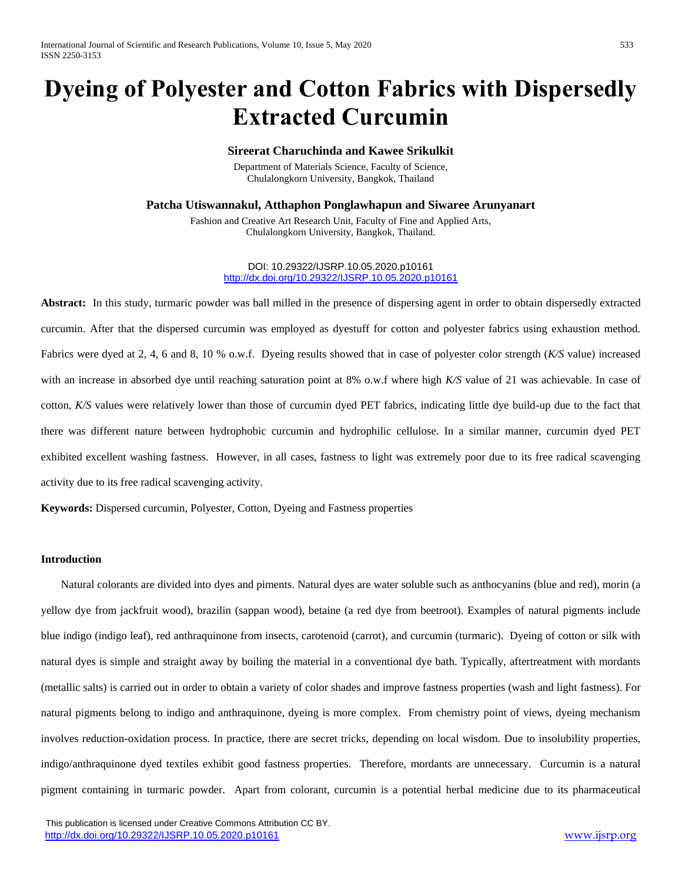# Dyeing of Polyester and Cotton Fabrics with Dispersedly Extracted Curcumin

**Sireerat Charuchinda and Kawee Srikulkit**

Department of Materials Science, Faculty of Science,
Chulalongkorn University, Bangkok, Thailand

**Patcha Utiswannakul, Atthaphon Ponglawhapun and Siwaree Arunyanart**

Fashion and Creative Art Research Unit, Faculty of Fine and Applied Arts,
Chulalongkorn University, Bangkok, Thailand.

DOI: 10.29322/IJSRP.10.05.2020.p10161
http://dx.doi.org/10.29322/IJSRP.10.05.2020.p10161

**Abstract:** In this study, turmaric powder was ball milled in the presence of dispersing agent in order to obtain dispersedly extracted curcumin. After that the dispersed curcumin was employed as dyestuff for cotton and polyester fabrics using exhaustion method. Fabrics were dyed at 2, 4, 6 and 8, 10 % o.w.f. Dyeing results showed that in case of polyester color strength (*K/S* value) increased with an increase in absorbed dye until reaching saturation point at 8% o.w.f where high *K/S* value of 21 was achievable. In case of cotton, *K/S* values were relatively lower than those of curcumin dyed PET fabrics, indicating little dye build-up due to the fact that there was different nature between hydrophobic curcumin and hydrophilic cellulose. In a similar manner, curcumin dyed PET exhibited excellent washing fastness. However, in all cases, fastness to light was extremely poor due to its free radical scavenging activity due to its free radical scavenging activity.

**Keywords:** Dispersed curcumin, Polyester, Cotton, Dyeing and Fastness properties

## Introduction

Natural colorants are divided into dyes and piments. Natural dyes are water soluble such as anthocyanins (blue and red), morin (a yellow dye from jackfruit wood), brazilin (sappan wood), betaine (a red dye from beetroot). Examples of natural pigments include blue indigo (indigo leaf), red anthraquinone from insects, carotenoid (carrot), and curcumin (turmaric). Dyeing of cotton or silk with natural dyes is simple and straight away by boiling the material in a conventional dye bath. Typically, aftertreatment with mordants (metallic salts) is carried out in order to obtain a variety of color shades and improve fastness properties (wash and light fastness). For natural pigments belong to indigo and anthraquinone, dyeing is more complex. From chemistry point of views, dyeing mechanism involves reduction-oxidation process. In practice, there are secret tricks, depending on local wisdom. Due to insolubility properties, indigo/anthraquinone dyed textiles exhibit good fastness properties. Therefore, mordants are unnecessary. Curcumin is a natural pigment containing in turmaric powder. Apart from colorant, curcumin is a potential herbal medicine due to its pharmaceutical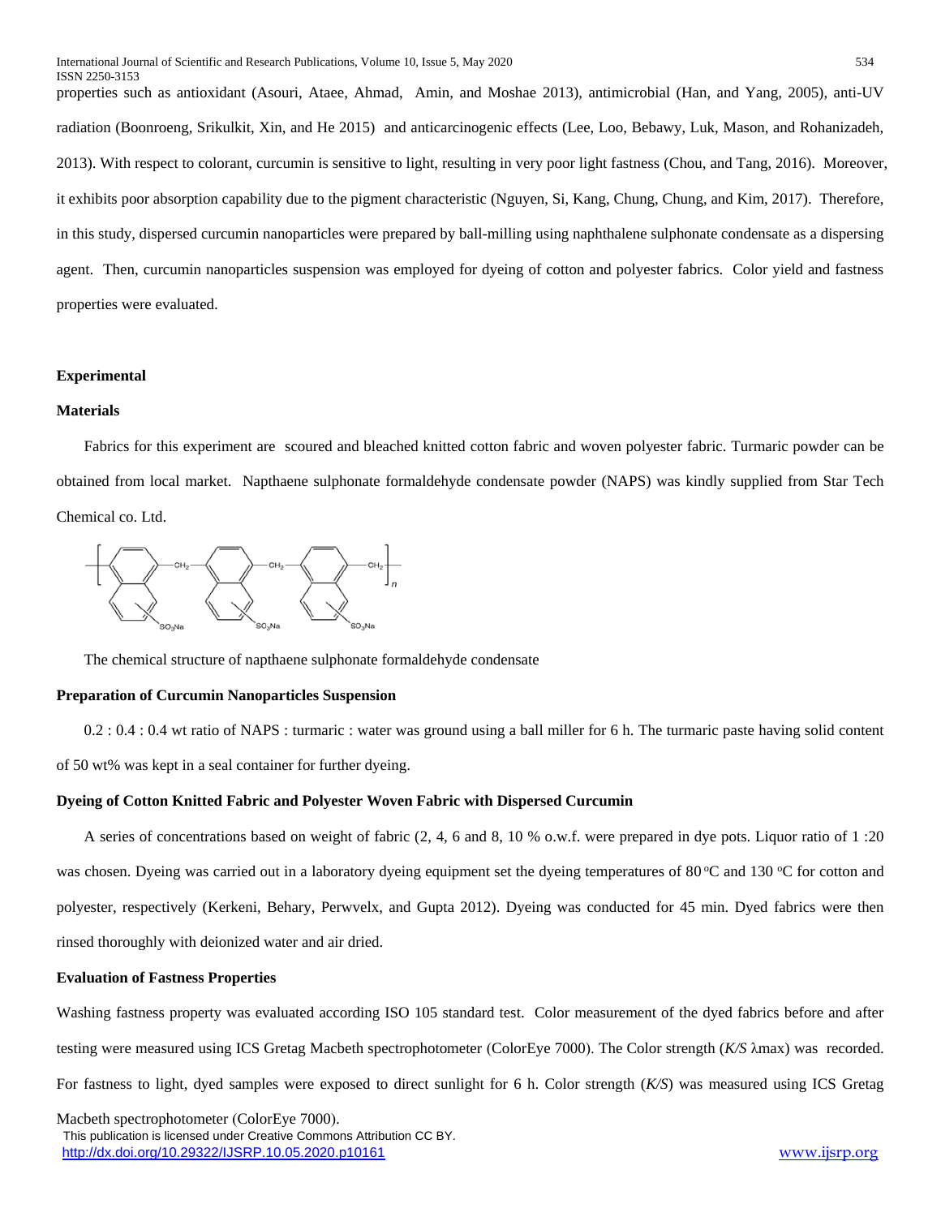properties such as antioxidant (Asouri, Ataee, Ahmad, Amin, and Moshae 2013), antimicrobial (Han, and Yang, 2005), anti-UV radiation (Boonroeng, Srikulkit, Xin, and He 2015) and anticarcinogenic effects (Lee, Loo, Bebawy, Luk, Mason, and Rohanizadeh, 2013). With respect to colorant, curcumin is sensitive to light, resulting in very poor light fastness (Chou, and Tang, 2016). Moreover, it exhibits poor absorption capability due to the pigment characteristic (Nguyen, Si, Kang, Chung, Chung, and Kim, 2017). Therefore, in this study, dispersed curcumin nanoparticles were prepared by ball-milling using naphthalene sulphonate condensate as a dispersing agent. Then, curcumin nanoparticles suspension was employed for dyeing of cotton and polyester fabrics. Color yield and fastness properties were evaluated.

## Experimental

### Materials

Fabrics for this experiment are scoured and bleached knitted cotton fabric and woven polyester fabric. Turmaric powder can be obtained from local market. Napthaene sulphonate formaldehyde condensate powder (NAPS) was kindly supplied from Star Tech Chemical co. Ltd.

The chemical structure of napthaene sulphonate formaldehyde condensate

### Preparation of Curcumin Nanoparticles Suspension

0.2 : 0.4 : 0.4 wt ratio of NAPS : turmaric : water was ground using a ball miller for 6 h. The turmaric paste having solid content of 50 wt% was kept in a seal container for further dyeing.

### Dyeing of Cotton Knitted Fabric and Polyester Woven Fabric with Dispersed Curcumin

A series of concentrations based on weight of fabric (2, 4, 6 and 8, 10 % o.w.f. were prepared in dye pots. Liquor ratio of 1 :20 was chosen. Dyeing was carried out in a laboratory dyeing equipment set the dyeing temperatures of 80 °C and 130 °C for cotton and polyester, respectively (Kerkeni, Behary, Perwvelx, and Gupta 2012). Dyeing was conducted for 45 min. Dyed fabrics were then rinsed thoroughly with deionized water and air dried.

### Evaluation of Fastness Properties

Washing fastness property was evaluated according ISO 105 standard test. Color measurement of the dyed fabrics before and after testing were measured using ICS Gretag Macbeth spectrophotometer (ColorEye 7000). The Color strength (*K/S* λmax) was recorded. For fastness to light, dyed samples were exposed to direct sunlight for 6 h. Color strength (*K/S*) was measured using ICS Gretag Macbeth spectrophotometer (ColorEye 7000).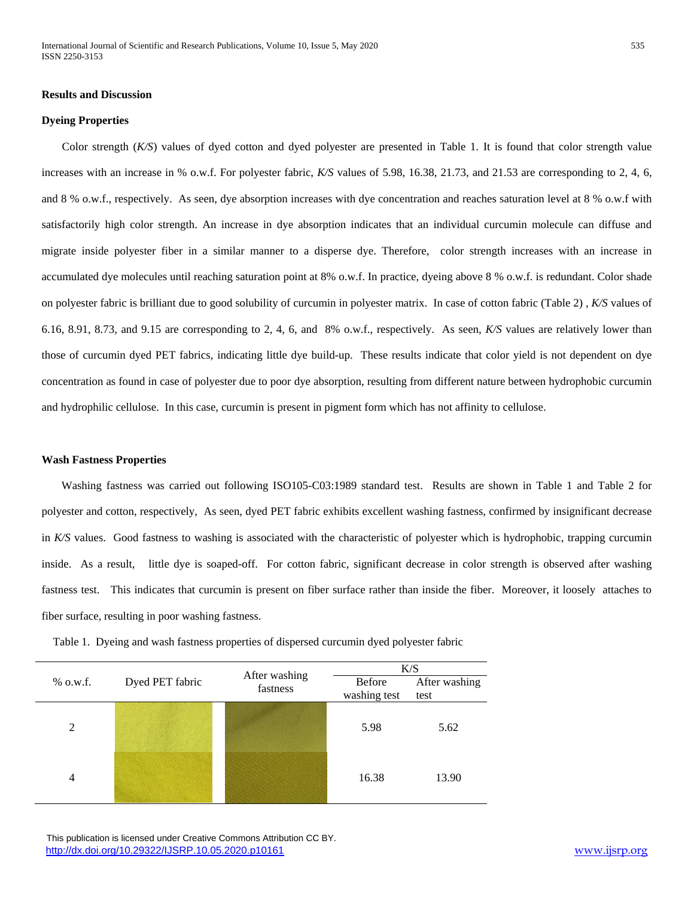**Results and Discussion**

**Dyeing Properties**

Color strength (*K/S*) values of dyed cotton and dyed polyester are presented in Table 1. It is found that color strength value increases with an increase in % o.w.f. For polyester fabric, *K/S* values of 5.98, 16.38, 21.73, and 21.53 are corresponding to 2, 4, 6, and 8 % o.w.f., respectively. As seen, dye absorption increases with dye concentration and reaches saturation level at 8 % o.w.f with satisfactorily high color strength. An increase in dye absorption indicates that an individual curcumin molecule can diffuse and migrate inside polyester fiber in a similar manner to a disperse dye. Therefore, color strength increases with an increase in accumulated dye molecules until reaching saturation point at 8% o.w.f. In practice, dyeing above 8 % o.w.f. is redundant. Color shade on polyester fabric is brilliant due to good solubility of curcumin in polyester matrix. In case of cotton fabric (Table 2) , *K/S* values of 6.16, 8.91, 8.73, and 9.15 are corresponding to 2, 4, 6, and 8% o.w.f., respectively. As seen, *K/S* values are relatively lower than those of curcumin dyed PET fabrics, indicating little dye build-up. These results indicate that color yield is not dependent on dye concentration as found in case of polyester due to poor dye absorption, resulting from different nature between hydrophobic curcumin and hydrophilic cellulose. In this case, curcumin is present in pigment form which has not affinity to cellulose.

**Wash Fastness Properties**

Washing fastness was carried out following ISO105-C03:1989 standard test. Results are shown in Table 1 and Table 2 for polyester and cotton, respectively, As seen, dyed PET fabric exhibits excellent washing fastness, confirmed by insignificant decrease in *K/S* values. Good fastness to washing is associated with the characteristic of polyester which is hydrophobic, trapping curcumin inside. As a result, little dye is soaped-off. For cotton fabric, significant decrease in color strength is observed after washing fastness test. This indicates that curcumin is present on fiber surface rather than inside the fiber. Moreover, it loosely attaches to fiber surface, resulting in poor washing fastness.

Table 1. Dyeing and wash fastness properties of dispersed curcumin dyed polyester fabric

| % o.w.f. | Dyed PET fabric | After washing fastness | K/S | |
|---|---|---|---|---|
| | | | Before washing test | After washing test |
| 2 | | | 5.98 | 5.62 |
| 4 | | | 16.38 | 13.90 |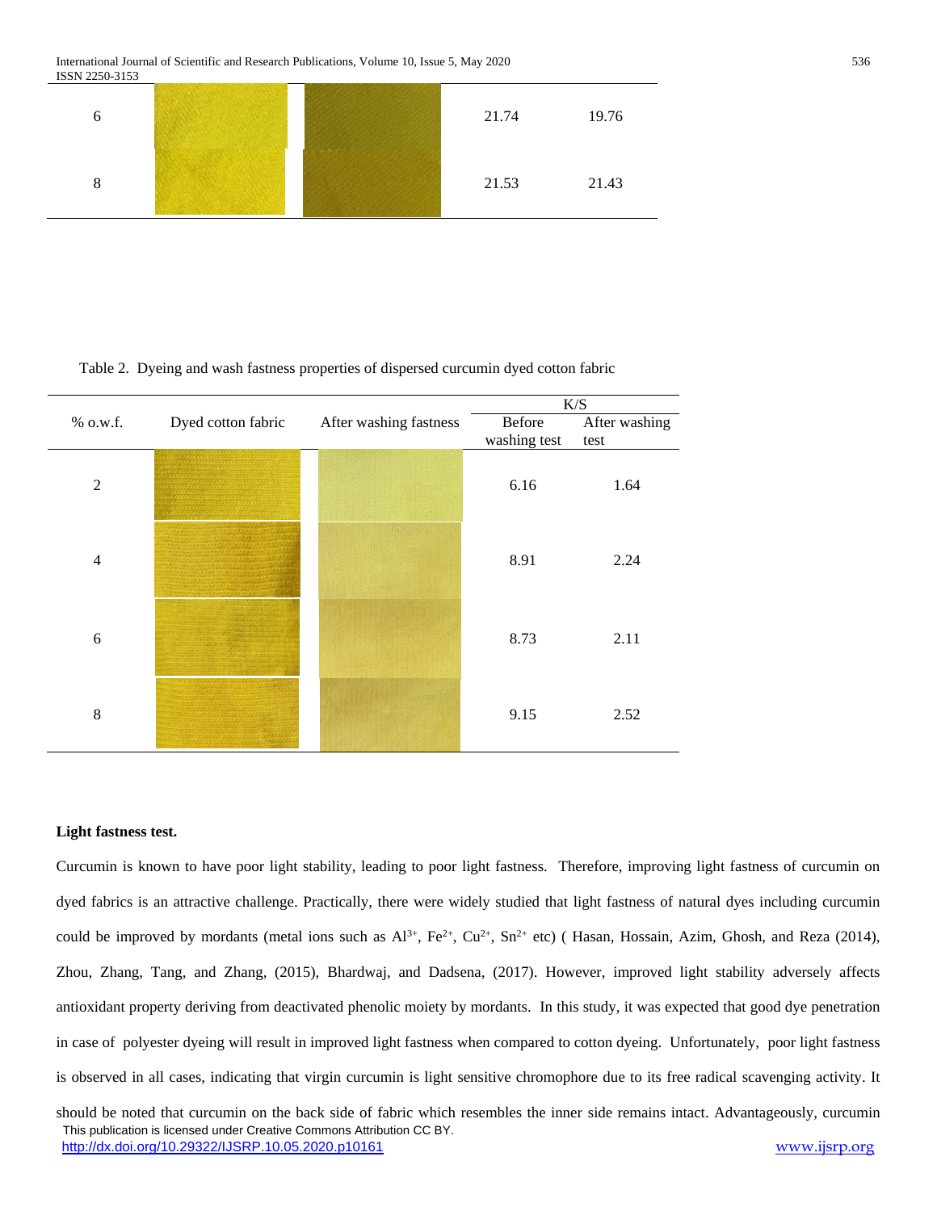| 6 | | | 21.74 | 19.76 |
|---|---|---|---|---|
| 8 | | | 21.53 | 21.43 |

Table 2. Dyeing and wash fastness properties of dispersed curcumin dyed cotton fabric

| % o.w.f. | Dyed cotton fabric | After washing fastness | K/S | |
|---|---|---|---|---|
| | | | Before washing test | After washing test |
| 2 | | | 6.16 | 1.64 |
| 4 | | | 8.91 | 2.24 |
| 6 | | | 8.73 | 2.11 |
| 8 | | | 9.15 | 2.52 |

**Light fastness test.**

Curcumin is known to have poor light stability, leading to poor light fastness. Therefore, improving light fastness of curcumin on dyed fabrics is an attractive challenge. Practically, there were widely studied that light fastness of natural dyes including curcumin could be improved by mordants (metal ions such as $Al^{3+}$, $Fe^{2+}$, $Cu^{2+}$, $Sn^{2+}$ etc) ( Hasan, Hossain, Azim, Ghosh, and Reza (2014), Zhou, Zhang, Tang, and Zhang, (2015), Bhardwaj, and Dadsena, (2017). However, improved light stability adversely affects antioxidant property deriving from deactivated phenolic moiety by mordants. In this study, it was expected that good dye penetration in case of polyester dyeing will result in improved light fastness when compared to cotton dyeing. Unfortunately, poor light fastness is observed in all cases, indicating that virgin curcumin is light sensitive chromophore due to its free radical scavenging activity. It should be noted that curcumin on the back side of fabric which resembles the inner side remains intact. Advantageously, curcumin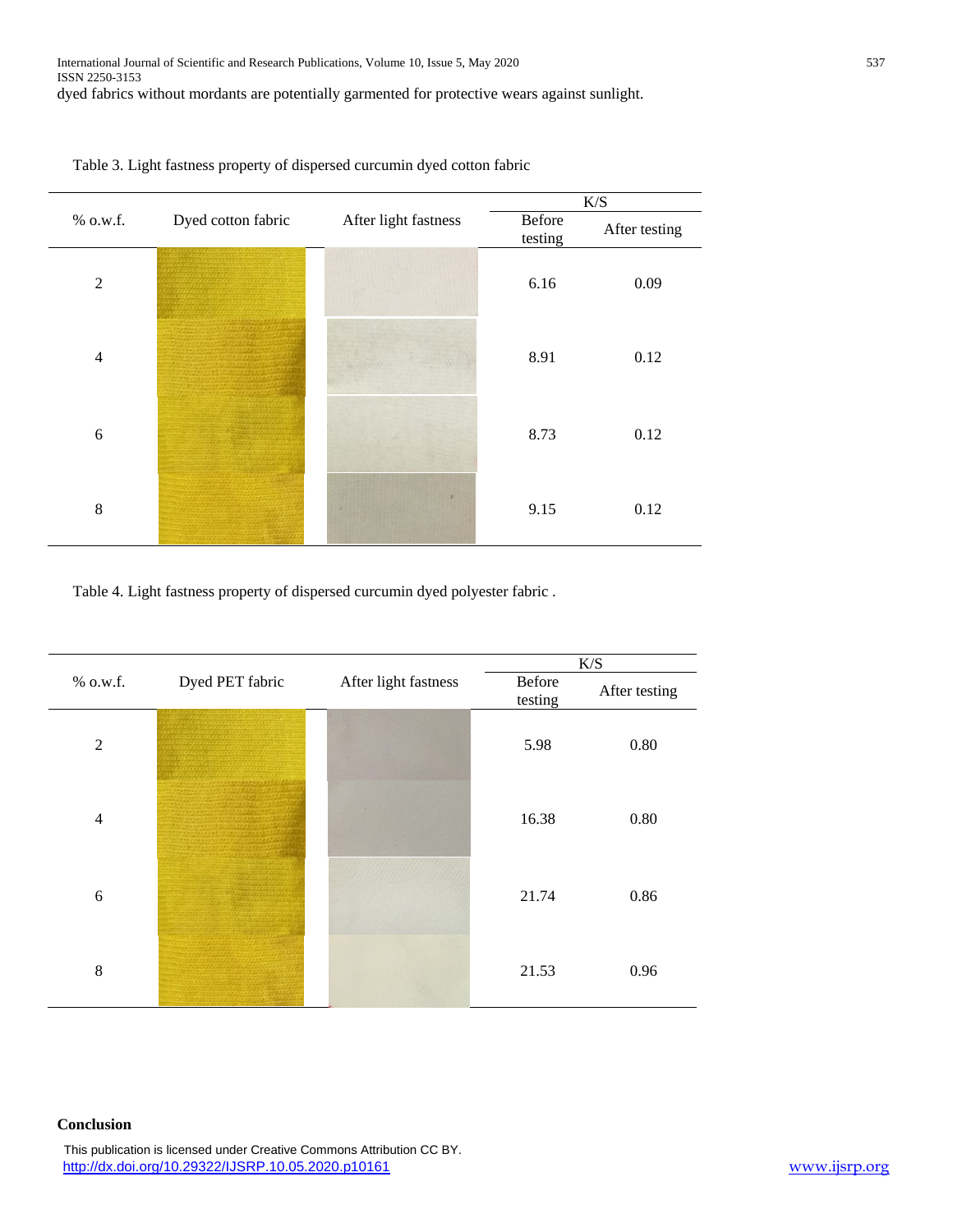dyed fabrics without mordants are potentially garmented for protective wears against sunlight.

Table 3. Light fastness property of dispersed curcumin dyed cotton fabric

| % o.w.f. | Dyed cotton fabric | After light fastness | K/S | |
|---|---|---|---|---|
| | | | Before testing | After testing |
| 2 | | | 6.16 | 0.09 |
| 4 | | | 8.91 | 0.12 |
| 6 | | | 8.73 | 0.12 |
| 8 | | | 9.15 | 0.12 |

Table 4. Light fastness property of dispersed curcumin dyed polyester fabric .

| % o.w.f. | Dyed PET fabric | After light fastness | K/S | |
|---|---|---|---|---|
| | | | Before testing | After testing |
| 2 | | | 5.98 | 0.80 |
| 4 | | | 16.38 | 0.80 |
| 6 | | | 21.74 | 0.86 |
| 8 | | | 21.53 | 0.96 |

**Conclusion**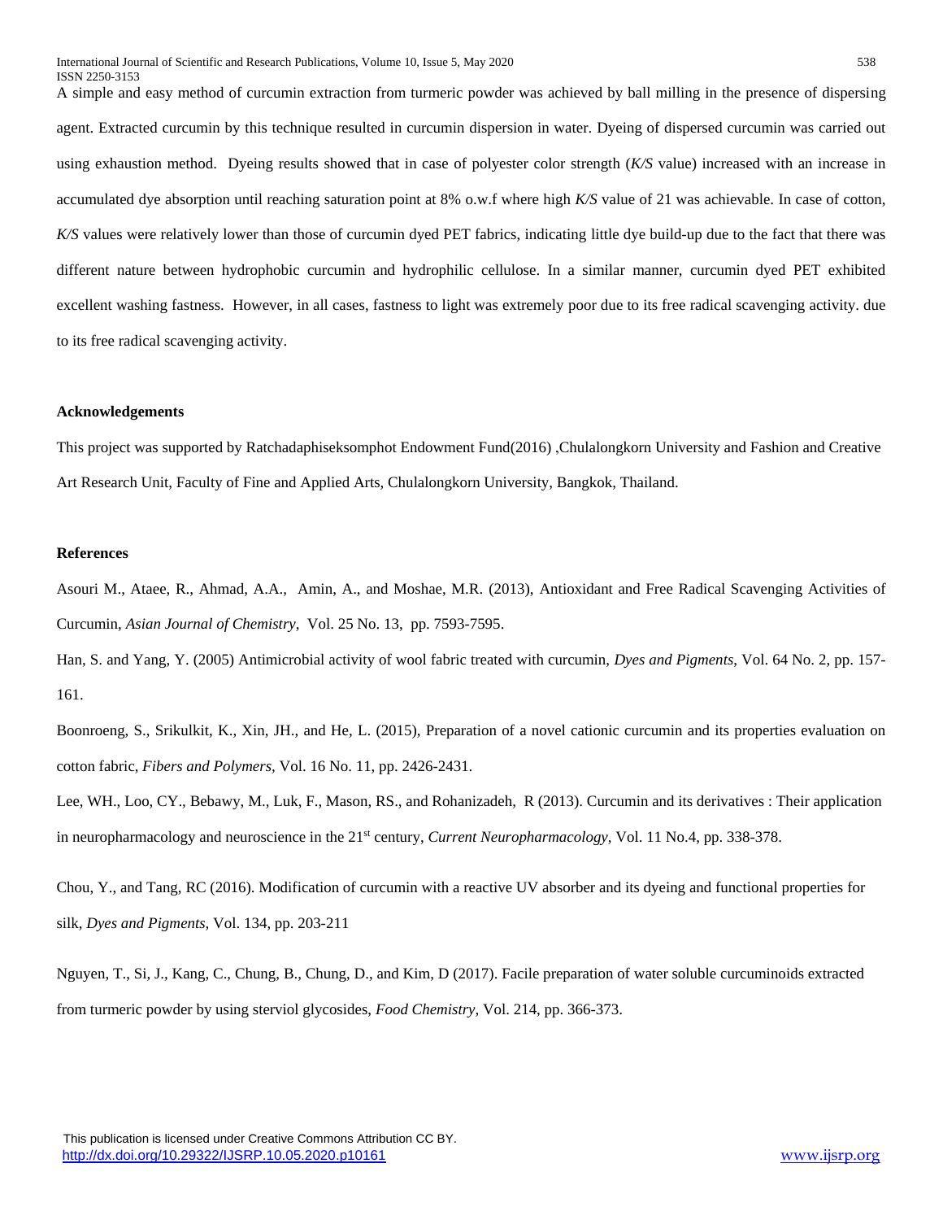A simple and easy method of curcumin extraction from turmeric powder was achieved by ball milling in the presence of dispersing agent. Extracted curcumin by this technique resulted in curcumin dispersion in water. Dyeing of dispersed curcumin was carried out using exhaustion method. Dyeing results showed that in case of polyester color strength (*K/S* value) increased with an increase in accumulated dye absorption until reaching saturation point at 8% o.w.f where high *K/S* value of 21 was achievable. In case of cotton, *K/S* values were relatively lower than those of curcumin dyed PET fabrics, indicating little dye build-up due to the fact that there was different nature between hydrophobic curcumin and hydrophilic cellulose. In a similar manner, curcumin dyed PET exhibited excellent washing fastness. However, in all cases, fastness to light was extremely poor due to its free radical scavenging activity. due to its free radical scavenging activity.

**Acknowledgements**

This project was supported by Ratchadaphiseksomphot Endowment Fund(2016) ,Chulalongkorn University and Fashion and Creative Art Research Unit, Faculty of Fine and Applied Arts, Chulalongkorn University, Bangkok, Thailand.

**References**

Asouri M., Ataee, R., Ahmad, A.A., Amin, A., and Moshae, M.R. (2013), Antioxidant and Free Radical Scavenging Activities of Curcumin, *Asian Journal of Chemistry*, Vol. 25 No. 13, pp. 7593-7595.

Han, S. and Yang, Y. (2005) Antimicrobial activity of wool fabric treated with curcumin, *Dyes and Pigments*, Vol. 64 No. 2, pp. 157-161.

Boonroeng, S., Srikulkit, K., Xin, JH., and He, L. (2015), Preparation of a novel cationic curcumin and its properties evaluation on cotton fabric, *Fibers and Polymers*, Vol. 16 No. 11, pp. 2426-2431.

Lee, WH., Loo, CY., Bebawy, M., Luk, F., Mason, RS., and Rohanizadeh, R (2013). Curcumin and its derivatives : Their application in neuropharmacology and neuroscience in the 21st century, *Current Neuropharmacology*, Vol. 11 No.4, pp. 338-378.

Chou, Y., and Tang, RC (2016). Modification of curcumin with a reactive UV absorber and its dyeing and functional properties for silk, *Dyes and Pigments*, Vol. 134, pp. 203-211

Nguyen, T., Si, J., Kang, C., Chung, B., Chung, D., and Kim, D (2017). Facile preparation of water soluble curcuminoids extracted from turmeric powder by using sterviol glycosides, *Food Chemistry*, Vol. 214, pp. 366-373.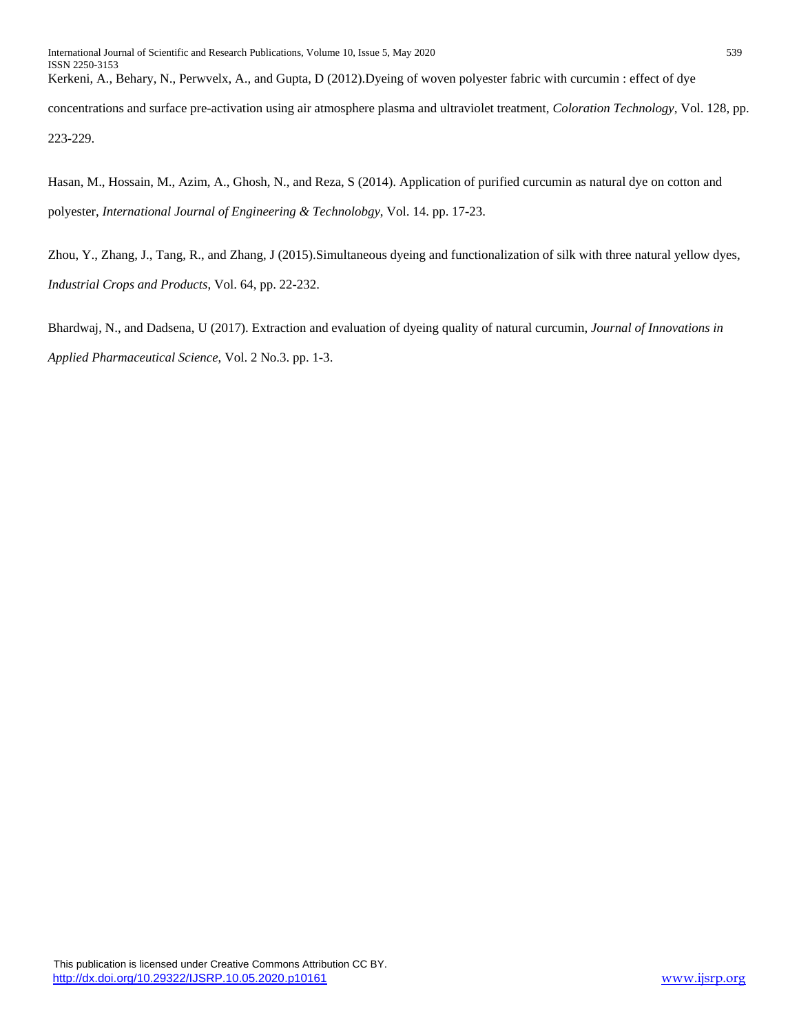Kerkeni, A., Behary, N., Perwvelx, A., and Gupta, D (2012).Dyeing of woven polyester fabric with curcumin : effect of dye concentrations and surface pre-activation using air atmosphere plasma and ultraviolet treatment, *Coloration Technology*, Vol. 128, pp. 223-229.

Hasan, M., Hossain, M., Azim, A., Ghosh, N., and Reza, S (2014). Application of purified curcumin as natural dye on cotton and polyester, *International Journal of Engineering & Technolobgy*, Vol. 14. pp. 17-23.

Zhou, Y., Zhang, J., Tang, R., and Zhang, J (2015).Simultaneous dyeing and functionalization of silk with three natural yellow dyes, *Industrial Crops and Products*, Vol. 64, pp. 22-232.

Bhardwaj, N., and Dadsena, U (2017). Extraction and evaluation of dyeing quality of natural curcumin, *Journal of Innovations in Applied Pharmaceutical Science*, Vol. 2 No.3. pp. 1-3.